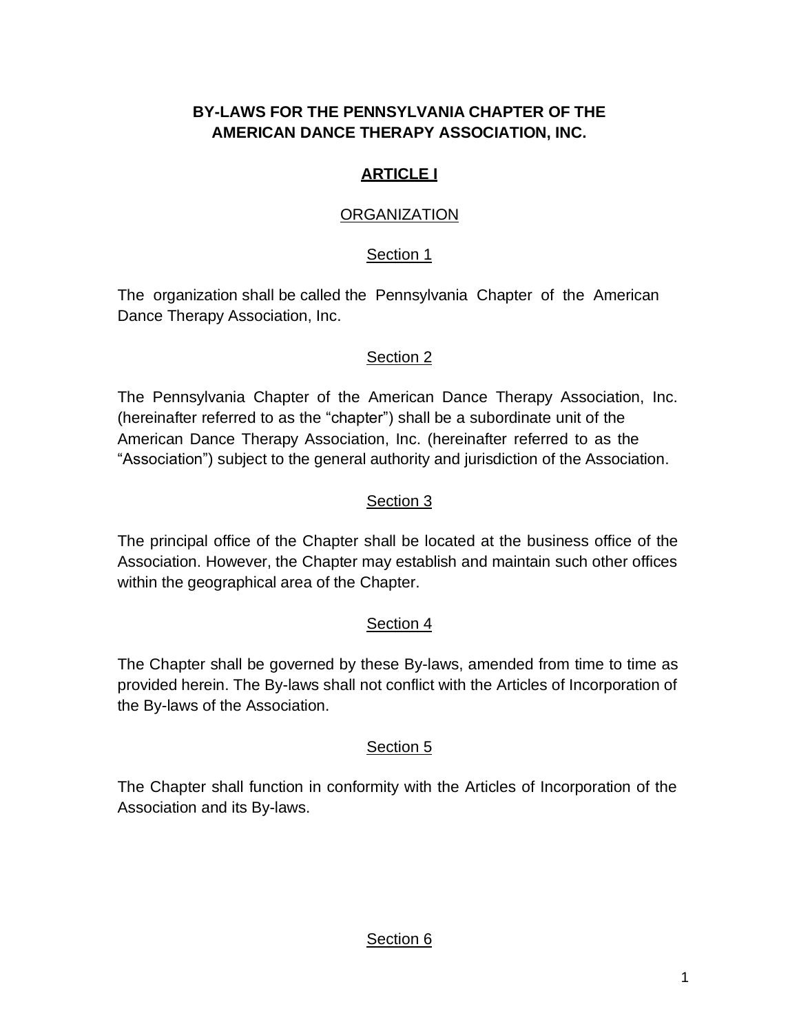# BY-LAWS FOR THE PENNSYLVANIA CHAPTER OF THE AMERICAN DANCE THERAPY ASSOCIATION, INC.

## ARTICLE I

### ORGANIZATION

#### Section 1

The organization shall be called the Pennsylvania Chapter of the American Dance Therapy Association, Inc.

#### Section 2

The Pennsylvania Chapter of the American Dance Therapy Association, Inc. (hereinafter referred to as the "chapter") shall be a subordinate unit of the American Dance Therapy Association, Inc. (hereinafter referred to as the "Association") subject to the general authority and jurisdiction of the Association.

#### Section 3

The principal office of the Chapter shall be located at the business office of the Association. However, the Chapter may establish and maintain such other offices within the geographical area of the Chapter.

#### Section 4

The Chapter shall be governed by these By-laws, amended from time to time as provided herein. The By-laws shall not conflict with the Articles of Incorporation of the By-laws of the Association.

#### Section 5

The Chapter shall function in conformity with the Articles of Incorporation of the Association and its By-laws.

#### Section 6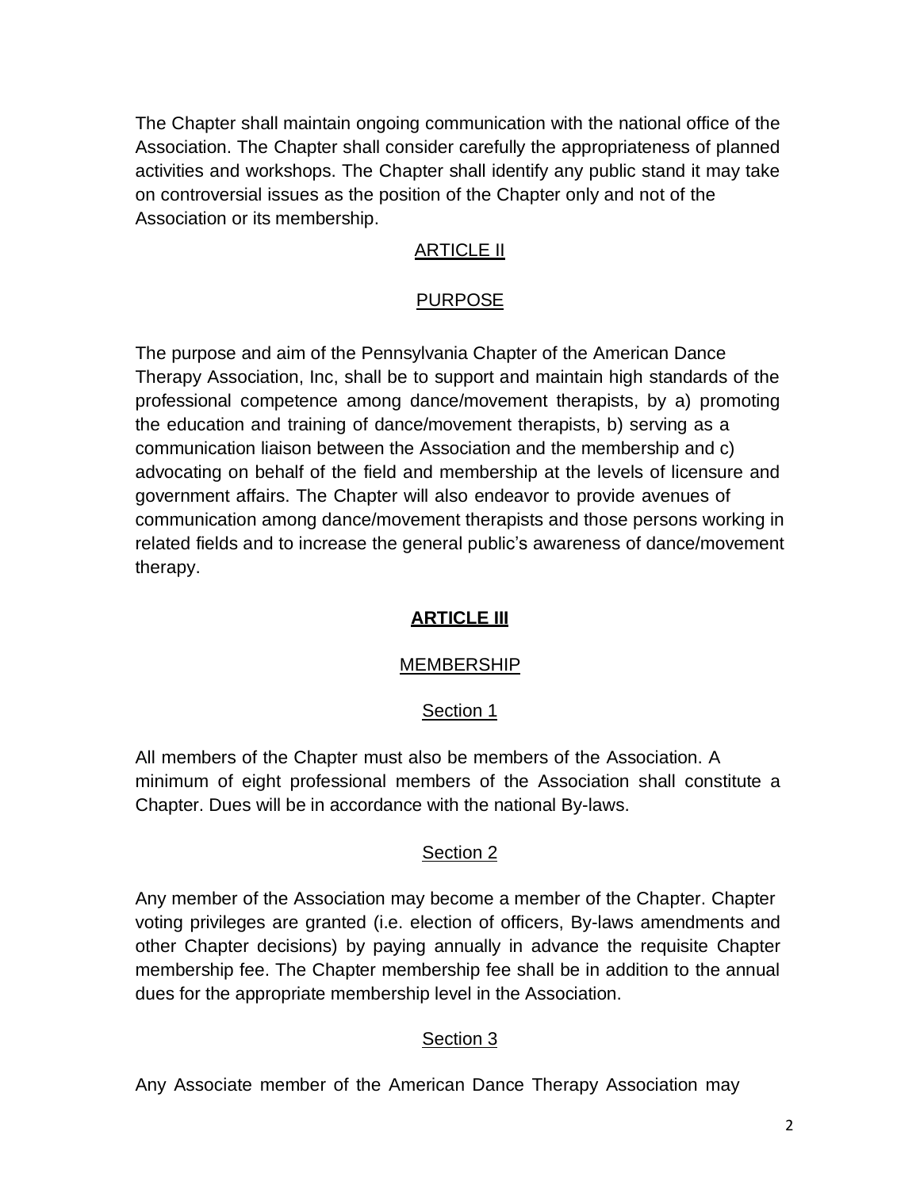The Chapter shall maintain ongoing communication with the national office of the Association. The Chapter shall consider carefully the appropriateness of planned activities and workshops. The Chapter shall identify any public stand it may take on controversial issues as the position of the Chapter only and not of the Association or its membership.

## ARTICLE II

## PURPOSE

The purpose and aim of the Pennsylvania Chapter of the American Dance Therapy Association, Inc, shall be to support and maintain high standards of the professional competence among dance/movement therapists, by a) promoting the education and training of dance/movement therapists, b) serving as a communication liaison between the Association and the membership and c) advocating on behalf of the field and membership at the levels of licensure and government affairs. The Chapter will also endeavor to provide avenues of communication among dance/movement therapists and those persons working in related fields and to increase the general public's awareness of dance/movement therapy.

## **ARTICLE III**

## MEMBERSHIP

### Section 1

All members of the Chapter must also be members of the Association. A minimum of eight professional members of the Association shall constitute a Chapter. Dues will be in accordance with the national By-laws.

### Section 2

Any member of the Association may become a member of the Chapter. Chapter voting privileges are granted (i.e. election of officers, By-laws amendments and other Chapter decisions) by paying annually in advance the requisite Chapter membership fee. The Chapter membership fee shall be in addition to the annual dues for the appropriate membership level in the Association.

### Section 3

Any Associate member of the American Dance Therapy Association may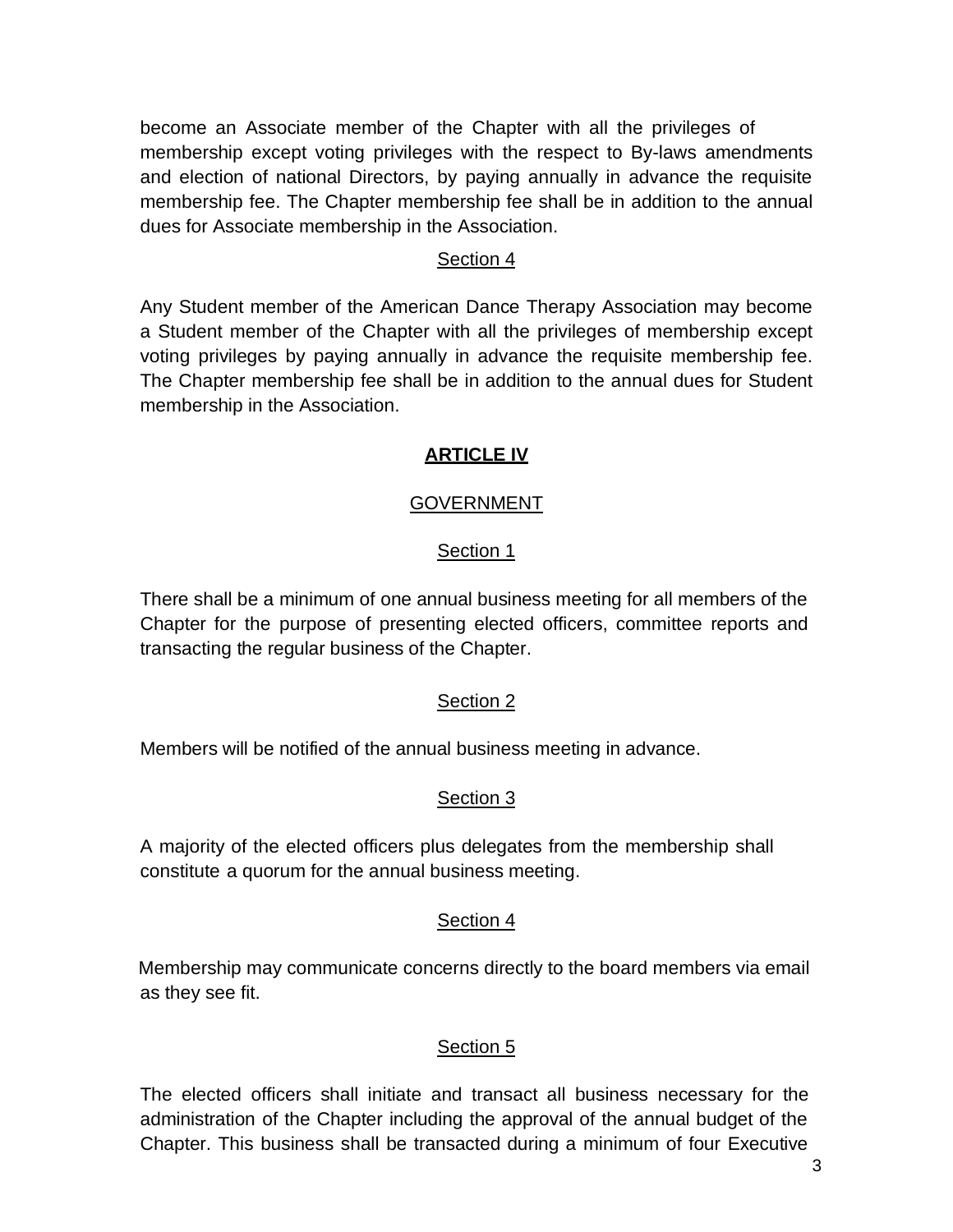become an Associate member of the Chapter with all the privileges of membership except voting privileges with the respect to By-laws amendments and election of national Directors, by paying annually in advance the requisite membership fee. The Chapter membership fee shall be in addition to the annual dues for Associate membership in the Association.

Section 4

Any Student member of the American Dance Therapy Association may become a Student member of the Chapter with all the privileges of membership except voting privileges by paying annually in advance the requisite membership fee. The Chapter membership fee shall be in addition to the annual dues for Student membership in the Association.

## ARTICLE IV

### GOVERNMENT

Section 1

There shall be a minimum of one annual business meeting for all members of the Chapter for the purpose of presenting elected officers, committee reports and transacting the regular business of the Chapter.

Section 2

Members will be notified of the annual business meeting in advance.

Section 3

A majority of the elected officers plus delegates from the membership shall constitute a quorum for the annual business meeting.

Section 4

Membership may communicate concerns directly to the board members via email as they see fit.

Section 5

The elected officers shall initiate and transact all business necessary for the administration of the Chapter including the approval of the annual budget of the Chapter. This business shall be transacted during a minimum of four Executive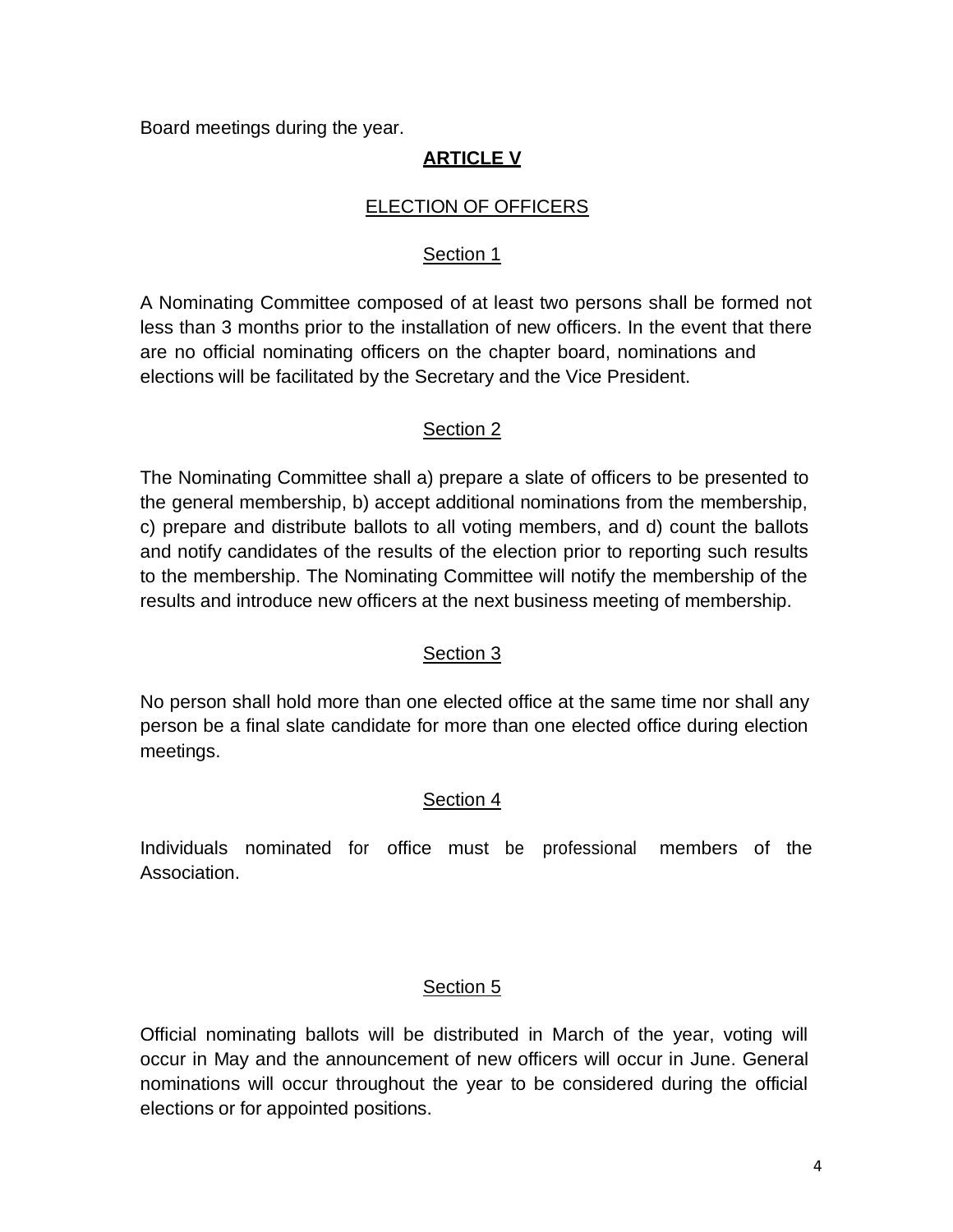Board meetings during the year.

## ARTICLE V

### ELECTION OF OFFICERS

#### Section 1

A Nominating Committee composed of at least two persons shall be formed not less than 3 months prior to the installation of new officers. In the event that there are no official nominating officers on the chapter board, nominations and elections will be facilitated by the Secretary and the Vice President.

#### Section 2

The Nominating Committee shall a) prepare a slate of officers to be presented to the general membership, b) accept additional nominations from the membership, c) prepare and distribute ballots to all voting members, and d) count the ballots and notify candidates of the results of the election prior to reporting such results to the membership. The Nominating Committee will notify the membership of the results and introduce new officers at the next business meeting of membership.

#### Section 3

No person shall hold more than one elected office at the same time nor shall any person be a final slate candidate for more than one elected office during election meetings.

#### Section 4

Individuals nominated for office must be professional members of the Association.

#### Section 5

Official nominating ballots will be distributed in March of the year, voting will occur in May and the announcement of new officers will occur in June. General nominations will occur throughout the year to be considered during the official elections or for appointed positions.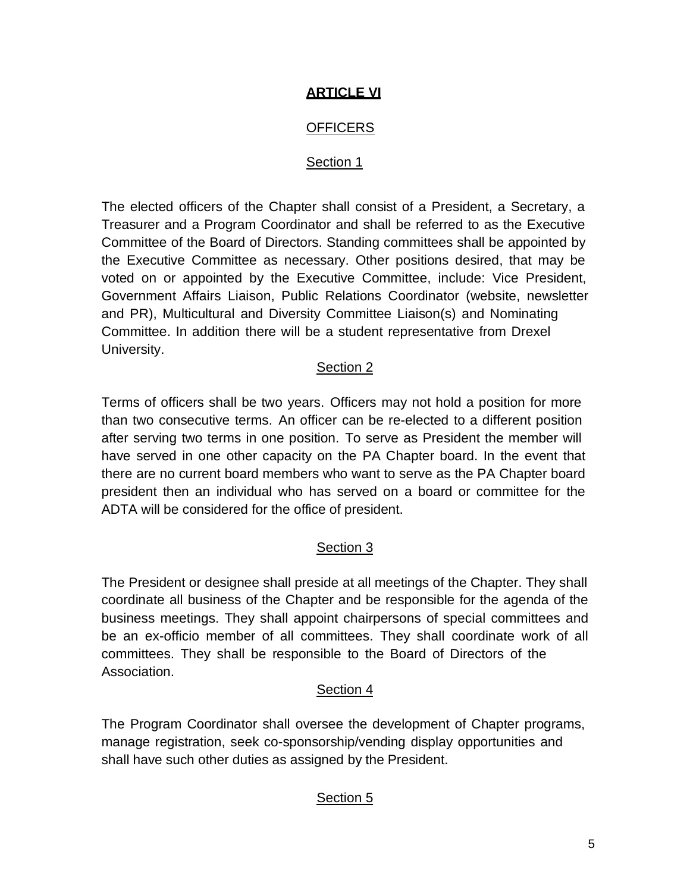## ARTICLE VI

### OFFICERS

#### Section 1

The elected officers of the Chapter shall consist of a President, a Secretary, a Treasurer and a Program Coordinator and shall be referred to as the Executive Committee of the Board of Directors. Standing committees shall be appointed by the Executive Committee as necessary. Other positions desired, that may be voted on or appointed by the Executive Committee, include: Vice President, Government Affairs Liaison, Public Relations Coordinator (website, newsletter and PR), Multicultural and Diversity Committee Liaison(s) and Nominating Committee. In addition there will be a student representative from Drexel University.

#### Section 2

Terms of officers shall be two years. Officers may not hold a position for more than two consecutive terms. An officer can be re-elected to a different position after serving two terms in one position. To serve as President the member will have served in one other capacity on the PA Chapter board. In the event that there are no current board members who want to serve as the PA Chapter board president then an individual who has served on a board or committee for the ADTA will be considered for the office of president.

#### Section 3

The President or designee shall preside at all meetings of the Chapter. They shall coordinate all business of the Chapter and be responsible for the agenda of the business meetings. They shall appoint chairpersons of special committees and be an ex-officio member of all committees. They shall coordinate work of all committees. They shall be responsible to the Board of Directors of the Association.

#### Section 4

The Program Coordinator shall oversee the development of Chapter programs, manage registration, seek co-sponsorship/vending display opportunities and shall have such other duties as assigned by the President.

#### Section 5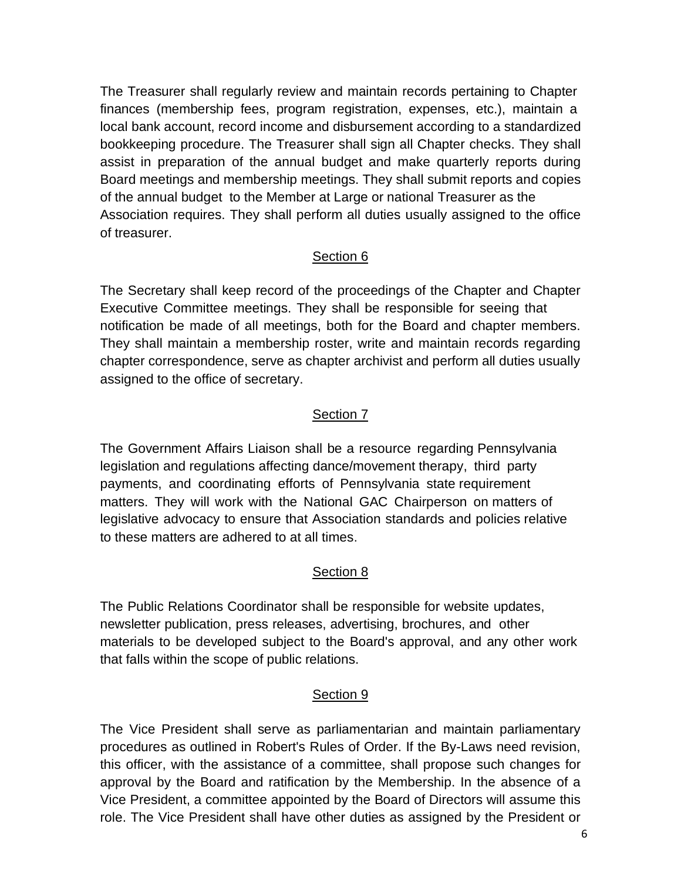The Treasurer shall regularly review and maintain records pertaining to Chapter finances (membership fees, program registration, expenses, etc.), maintain a local bank account, record income and disbursement according to a standardized bookkeeping procedure. The Treasurer shall sign all Chapter checks. They shall assist in preparation of the annual budget and make quarterly reports during Board meetings and membership meetings. They shall submit reports and copies of the annual budget to the Member at Large or national Treasurer as the Association requires. They shall perform all duties usually assigned to the office of treasurer.

### Section 6

The Secretary shall keep record of the proceedings of the Chapter and Chapter Executive Committee meetings. They shall be responsible for seeing that notification be made of all meetings, both for the Board and chapter members. They shall maintain a membership roster, write and maintain records regarding chapter correspondence, serve as chapter archivist and perform all duties usually assigned to the office of secretary.

### Section 7

The Government Affairs Liaison shall be a resource regarding Pennsylvania legislation and regulations affecting dance/movement therapy, third party payments, and coordinating efforts of Pennsylvania state requirement matters. They will work with the National GAC Chairperson on matters of legislative advocacy to ensure that Association standards and policies relative to these matters are adhered to at all times.

### Section 8

The Public Relations Coordinator shall be responsible for website updates, newsletter publication, press releases, advertising, brochures, and other materials to be developed subject to the Board's approval, and any other work that falls within the scope of public relations.

### Section 9

The Vice President shall serve as parliamentarian and maintain parliamentary procedures as outlined in Robert's Rules of Order. If the By-Laws need revision, this officer, with the assistance of a committee, shall propose such changes for approval by the Board and ratification by the Membership. In the absence of a Vice President, a committee appointed by the Board of Directors will assume this role. The Vice President shall have other duties as assigned by the President or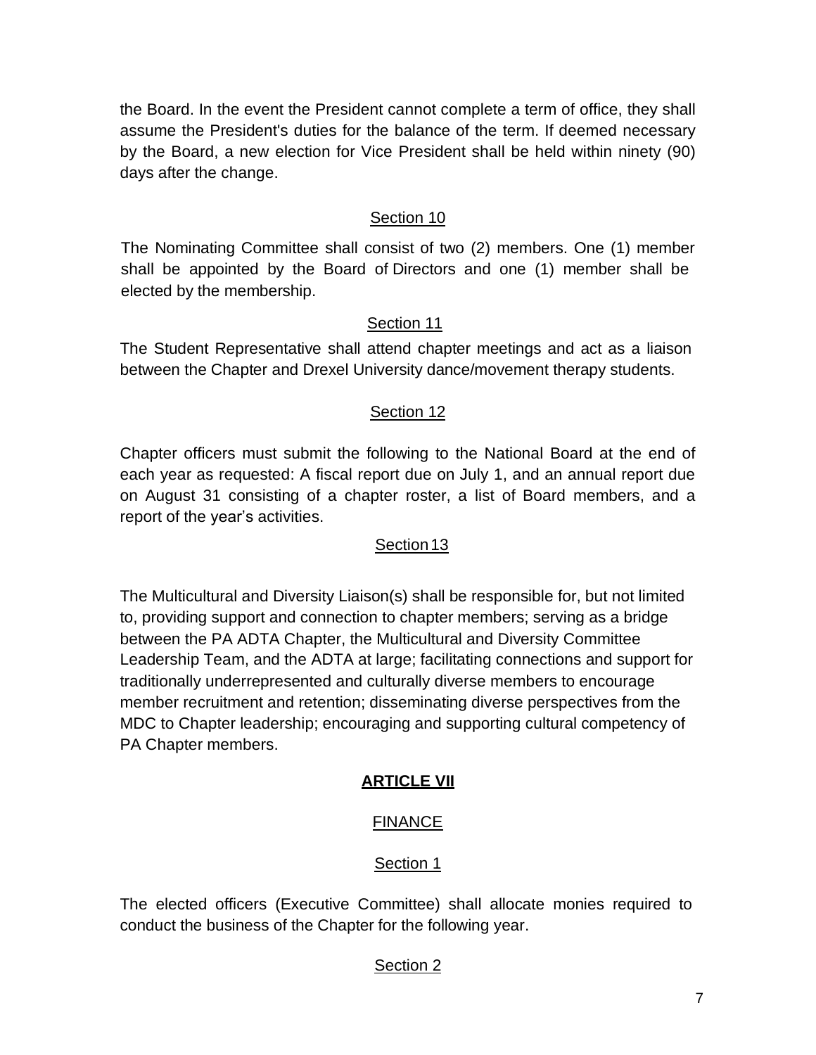the Board. In the event the President cannot complete a term of office, they shall assume the President's duties for the balance of the term. If deemed necessary by the Board, a new election for Vice President shall be held within ninety (90) days after the change.

Section 10

The Nominating Committee shall consist of two (2) members. One (1) member shall be appointed by the Board of Directors and one (1) member shall be elected by the membership.

Section 11

The Student Representative shall attend chapter meetings and act as a liaison between the Chapter and Drexel University dance/movement therapy students.

Section 12

Chapter officers must submit the following to the National Board at the end of each year as requested: A fiscal report due on July 1, and an annual report due on August 31 consisting of a chapter roster, a list of Board members, and a report of the year's activities.

Section 13

The Multicultural and Diversity Liaison(s) shall be responsible for, but not limited to, providing support and connection to chapter members; serving as a bridge between the PA ADTA Chapter, the Multicultural and Diversity Committee Leadership Team, and the ADTA at large; facilitating connections and support for traditionally underrepresented and culturally diverse members to encourage member recruitment and retention; disseminating diverse perspectives from the MDC to Chapter leadership; encouraging and supporting cultural competency of PA Chapter members.

## ARTICLE VII

### FINANCE

Section 1

The elected officers (Executive Committee) shall allocate monies required to conduct the business of the Chapter for the following year.

Section 2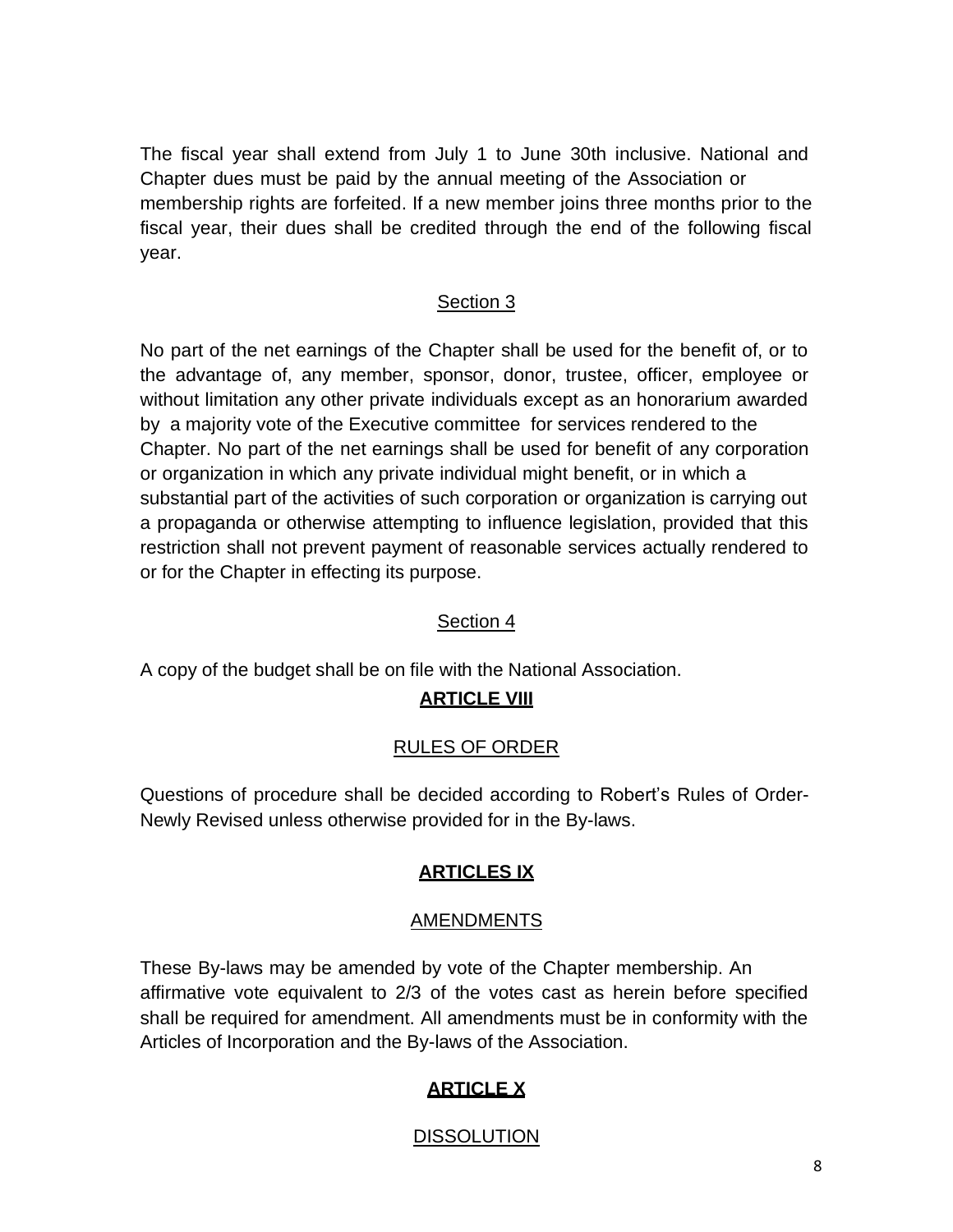The fiscal year shall extend from July 1 to June 30th inclusive. National and Chapter dues must be paid by the annual meeting of the Association or membership rights are forfeited. If a new member joins three months prior to the fiscal year, their dues shall be credited through the end of the following fiscal year.

Section 3

No part of the net earnings of the Chapter shall be used for the benefit of, or to the advantage of, any member, sponsor, donor, trustee, officer, employee or without limitation any other private individuals except as an honorarium awarded by a majority vote of the Executive committee for services rendered to the Chapter. No part of the net earnings shall be used for benefit of any corporation or organization in which any private individual might benefit, or in which a substantial part of the activities of such corporation or organization is carrying out a propaganda or otherwise attempting to influence legislation, provided that this restriction shall not prevent payment of reasonable services actually rendered to or for the Chapter in effecting its purpose.

Section 4

A copy of the budget shall be on file with the National Association.

## ARTICLE VIII

RULES OF ORDER

Questions of procedure shall be decided according to Robert's Rules of Order-Newly Revised unless otherwise provided for in the By-laws.

## ARTICLES IX

AMENDMENTS

These By-laws may be amended by vote of the Chapter membership. An affirmative vote equivalent to 2/3 of the votes cast as herein before specified shall be required for amendment. All amendments must be in conformity with the Articles of Incorporation and the By-laws of the Association.

## ARTICLE X

DISSOLUTION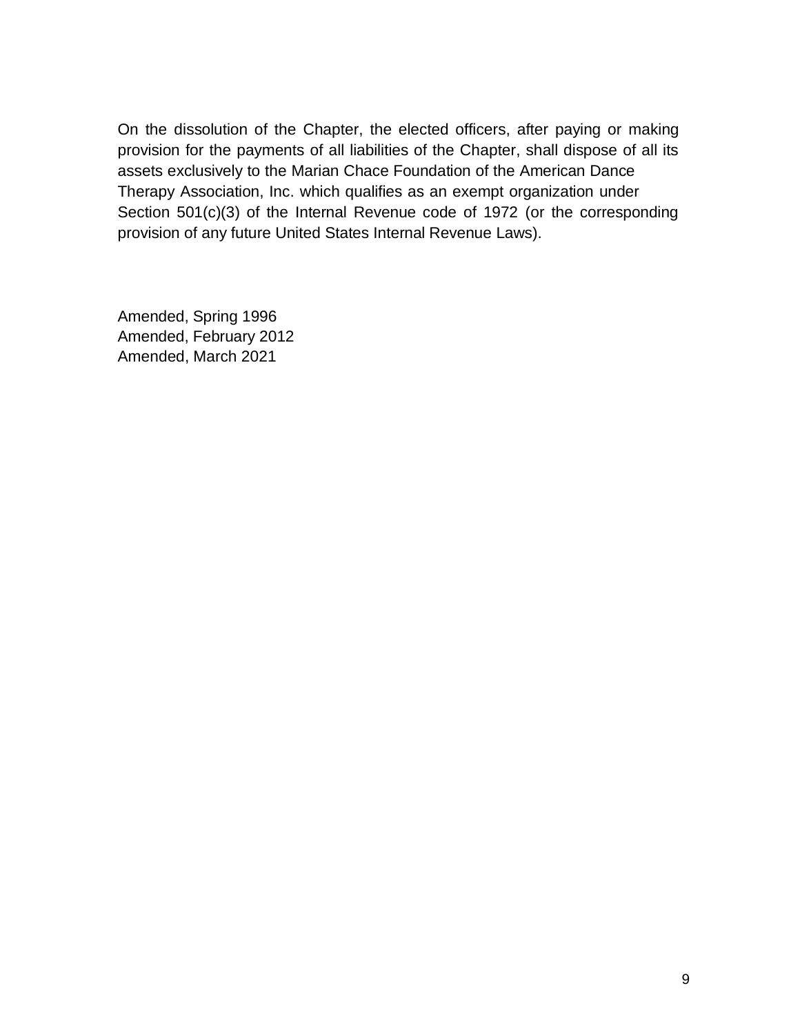On the dissolution of the Chapter, the elected officers, after paying or making provision for the payments of all liabilities of the Chapter, shall dispose of all its assets exclusively to the Marian Chace Foundation of the American Dance Therapy Association, Inc. which qualifies as an exempt organization under Section 501(c)(3) of the Internal Revenue code of 1972 (or the corresponding provision of any future United States Internal Revenue Laws).

Amended, Spring 1996
Amended, February 2012
Amended, March 2021